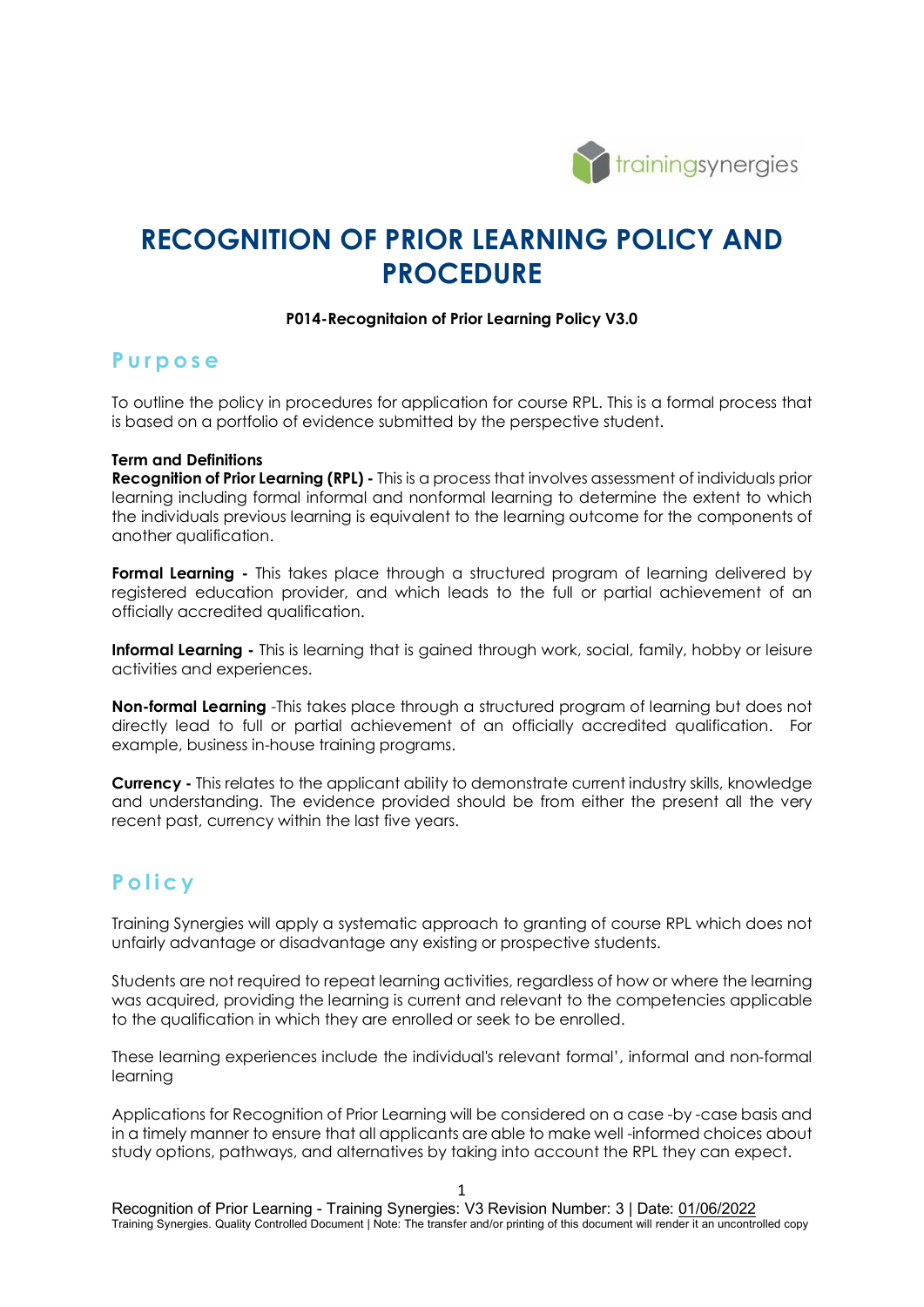# RECOGNITION OF PRIOR LEARNING POLICY AND PROCEDURE

**P014-Recognitaion of Prior Learning Policy V3.0**

## Purpose

To outline the policy in procedures for application for course RPL. This is a formal process that is based on a portfolio of evidence submitted by the perspective student.

**Term and Definitions**

**Recognition of Prior Learning (RPL) -** This is a process that involves assessment of individuals prior learning including formal informal and nonformal learning to determine the extent to which the individuals previous learning is equivalent to the learning outcome for the components of another qualification.

**Formal Learning -** This takes place through a structured program of learning delivered by registered education provider, and which leads to the full or partial achievement of an officially accredited qualification.

**Informal Learning -** This is learning that is gained through work, social, family, hobby or leisure activities and experiences.

**Non-formal Learning** -This takes place through a structured program of learning but does not directly lead to full or partial achievement of an officially accredited qualification. For example, business in-house training programs.

**Currency -** This relates to the applicant ability to demonstrate current industry skills, knowledge and understanding. The evidence provided should be from either the present all the very recent past, currency within the last five years.

## Policy

Training Synergies will apply a systematic approach to granting of course RPL which does not unfairly advantage or disadvantage any existing or prospective students.

Students are not required to repeat learning activities, regardless of how or where the learning was acquired, providing the learning is current and relevant to the competencies applicable to the qualification in which they are enrolled or seek to be enrolled.

These learning experiences include the individual's relevant formal', informal and non-formal learning

Applications for Recognition of Prior Learning will be considered on a case -by -case basis and in a timely manner to ensure that all applicants are able to make well -informed choices about study options, pathways, and alternatives by taking into account the RPL they can expect.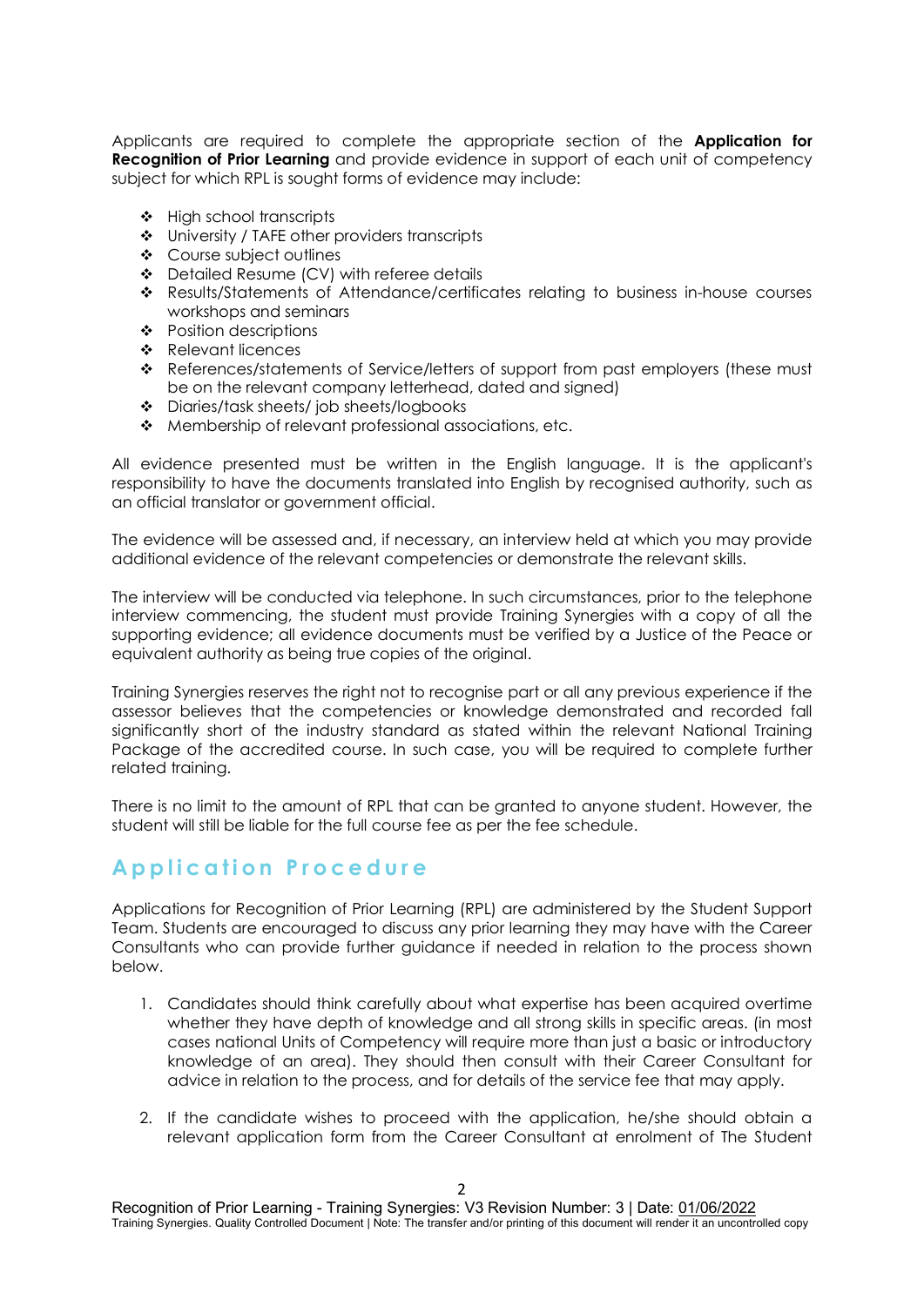Applicants are required to complete the appropriate section of the **Application for Recognition of Prior Learning** and provide evidence in support of each unit of competency subject for which RPL is sought forms of evidence may include:

- High school transcripts
- University / TAFE other providers transcripts
- Course subject outlines
- Detailed Resume (CV) with referee details
- Results/Statements of Attendance/certificates relating to business in-house courses workshops and seminars
- Position descriptions
- Relevant licences
- References/statements of Service/letters of support from past employers (these must be on the relevant company letterhead, dated and signed)
- Diaries/task sheets/ job sheets/logbooks
- Membership of relevant professional associations, etc.

All evidence presented must be written in the English language. It is the applicant's responsibility to have the documents translated into English by recognised authority, such as an official translator or government official.

The evidence will be assessed and, if necessary, an interview held at which you may provide additional evidence of the relevant competencies or demonstrate the relevant skills.

The interview will be conducted via telephone. In such circumstances, prior to the telephone interview commencing, the student must provide Training Synergies with a copy of all the supporting evidence; all evidence documents must be verified by a Justice of the Peace or equivalent authority as being true copies of the original.

Training Synergies reserves the right not to recognise part or all any previous experience if the assessor believes that the competencies or knowledge demonstrated and recorded fall significantly short of the industry standard as stated within the relevant National Training Package of the accredited course. In such case, you will be required to complete further related training.

There is no limit to the amount of RPL that can be granted to anyone student. However, the student will still be liable for the full course fee as per the fee schedule.

## Application Procedure

Applications for Recognition of Prior Learning (RPL) are administered by the Student Support Team. Students are encouraged to discuss any prior learning they may have with the Career Consultants who can provide further guidance if needed in relation to the process shown below.

1. Candidates should think carefully about what expertise has been acquired overtime whether they have depth of knowledge and all strong skills in specific areas. (in most cases national Units of Competency will require more than just a basic or introductory knowledge of an area). They should then consult with their Career Consultant for advice in relation to the process, and for details of the service fee that may apply.

2. If the candidate wishes to proceed with the application, he/she should obtain a relevant application form from the Career Consultant at enrolment of The Student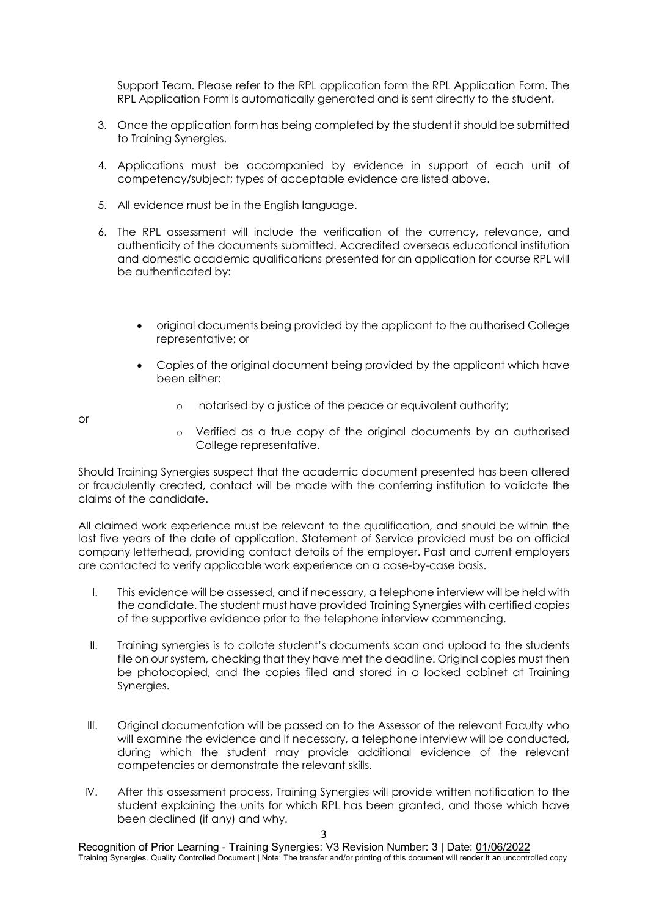Support Team. Please refer to the RPL application form the RPL Application Form. The RPL Application Form is automatically generated and is sent directly to the student.

3. Once the application form has being completed by the student it should be submitted to Training Synergies.

4. Applications must be accompanied by evidence in support of each unit of competency/subject; types of acceptable evidence are listed above.

5. All evidence must be in the English language.

6. The RPL assessment will include the verification of the currency, relevance, and authenticity of the documents submitted. Accredited overseas educational institution and domestic academic qualifications presented for an application for course RPL will be authenticated by:

   - original documents being provided by the applicant to the authorised College representative; or
   - Copies of the original document being provided by the applicant which have been either:
     - notarised by a justice of the peace or equivalent authority;

       or

     - Verified as a true copy of the original documents by an authorised College representative.

Should Training Synergies suspect that the academic document presented has been altered or fraudulently created, contact will be made with the conferring institution to validate the claims of the candidate.

All claimed work experience must be relevant to the qualification, and should be within the last five years of the date of application. Statement of Service provided must be on official company letterhead, providing contact details of the employer. Past and current employers are contacted to verify applicable work experience on a case-by-case basis.

I. This evidence will be assessed, and if necessary, a telephone interview will be held with the candidate. The student must have provided Training Synergies with certified copies of the supportive evidence prior to the telephone interview commencing.

II. Training synergies is to collate student's documents scan and upload to the students file on our system, checking that they have met the deadline. Original copies must then be photocopied, and the copies filed and stored in a locked cabinet at Training Synergies.

III. Original documentation will be passed on to the Assessor of the relevant Faculty who will examine the evidence and if necessary, a telephone interview will be conducted, during which the student may provide additional evidence of the relevant competencies or demonstrate the relevant skills.

IV. After this assessment process, Training Synergies will provide written notification to the student explaining the units for which RPL has been granted, and those which have been declined (if any) and why.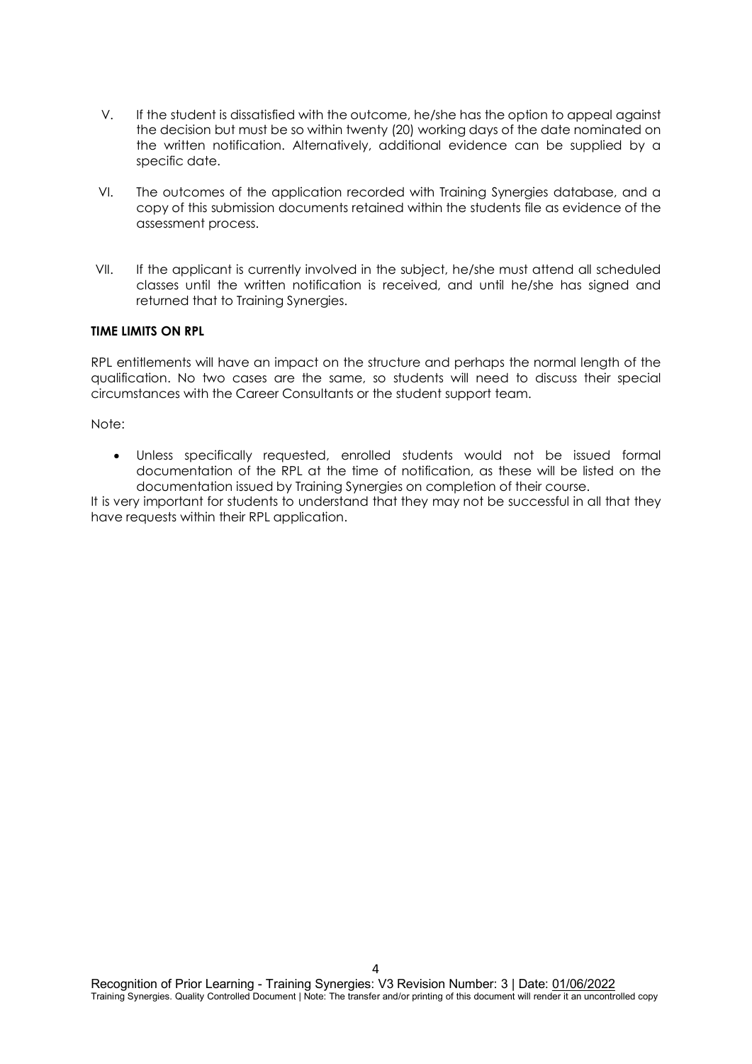V. If the student is dissatisfied with the outcome, he/she has the option to appeal against the decision but must be so within twenty (20) working days of the date nominated on the written notification. Alternatively, additional evidence can be supplied by a specific date.

VI. The outcomes of the application recorded with Training Synergies database, and a copy of this submission documents retained within the students file as evidence of the assessment process.

VII. If the applicant is currently involved in the subject, he/she must attend all scheduled classes until the written notification is received, and until he/she has signed and returned that to Training Synergies.

**TIME LIMITS ON RPL**

RPL entitlements will have an impact on the structure and perhaps the normal length of the qualification. No two cases are the same, so students will need to discuss their special circumstances with the Career Consultants or the student support team.

Note:

- Unless specifically requested, enrolled students would not be issued formal documentation of the RPL at the time of notification, as these will be listed on the documentation issued by Training Synergies on completion of their course.

It is very important for students to understand that they may not be successful in all that they have requests within their RPL application.